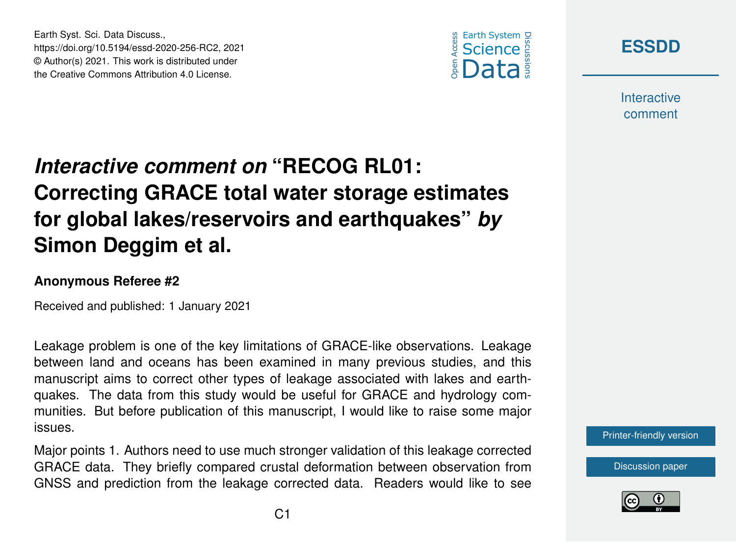Earth Syst. Sci. Data Discuss.,
https://doi.org/10.5194/essd-2020-256-RC2, 2021
© Author(s) 2021. This work is distributed under
the Creative Commons Attribution 4.0 License.

# *Interactive comment on* "RECOG RL01: Correcting GRACE total water storage estimates for global lakes/reservoirs and earthquakes" *by* Simon Deggim et al.

### Anonymous Referee #2

Received and published: 1 January 2021

Leakage problem is one of the key limitations of GRACE-like observations. Leakage between land and oceans has been examined in many previous studies, and this manuscript aims to correct other types of leakage associated with lakes and earthquakes. The data from this study would be useful for GRACE and hydrology communities. But before publication of this manuscript, I would like to raise some major issues.

Major points 1. Authors need to use much stronger validation of this leakage corrected GRACE data. They briefly compared crustal deformation between observation from GNSS and prediction from the leakage corrected data. Readers would like to see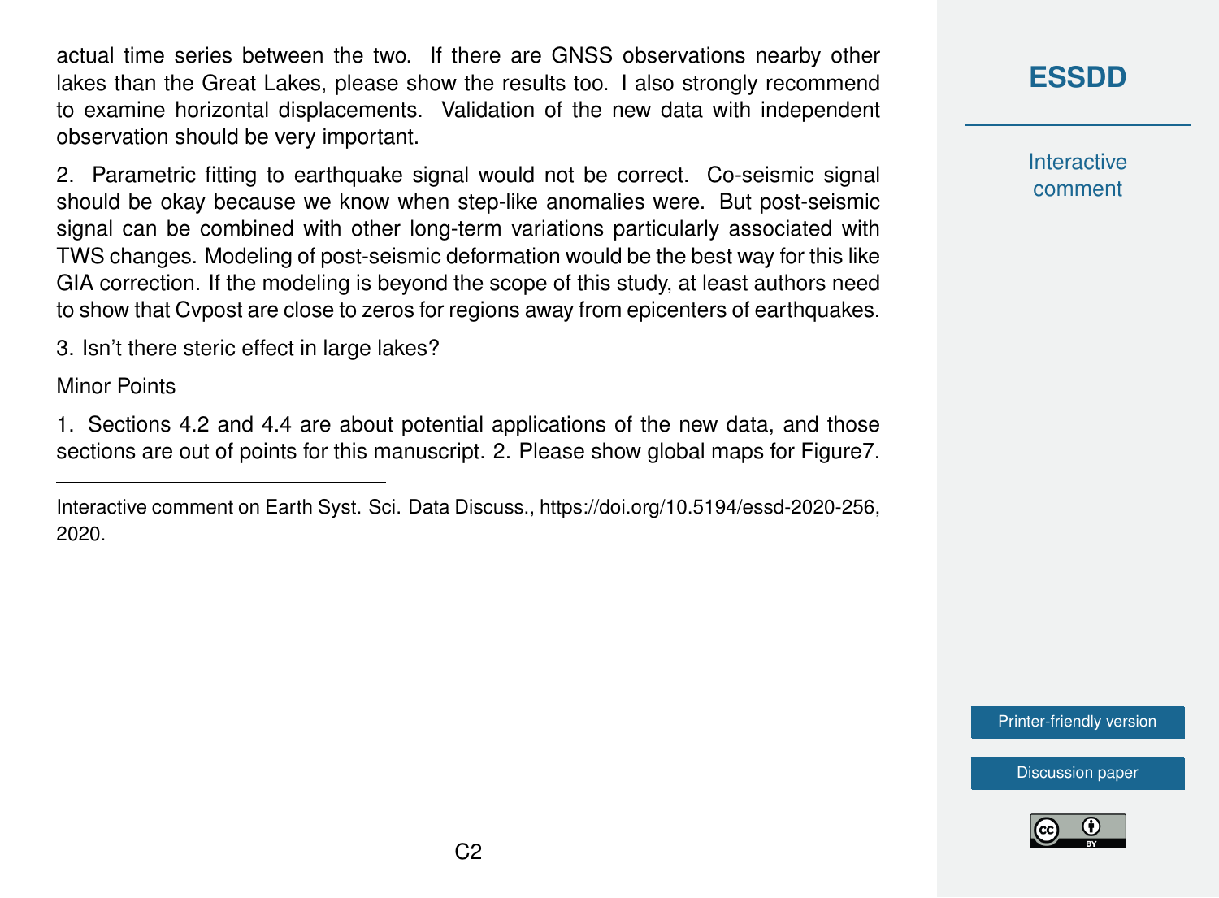actual time series between the two. If there are GNSS observations nearby other lakes than the Great Lakes, please show the results too. I also strongly recommend to examine horizontal displacements. Validation of the new data with independent observation should be very important.

2. Parametric fitting to earthquake signal would not be correct. Co-seismic signal should be okay because we know when step-like anomalies were. But post-seismic signal can be combined with other long-term variations particularly associated with TWS changes. Modeling of post-seismic deformation would be the best way for this like GIA correction. If the modeling is beyond the scope of this study, at least authors need to show that Cvpost are close to zeros for regions away from epicenters of earthquakes.

3. Isn't there steric effect in large lakes?

Minor Points

1. Sections 4.2 and 4.4 are about potential applications of the new data, and those sections are out of points for this manuscript. 2. Please show global maps for Figure7.

---

Interactive comment on Earth Syst. Sci. Data Discuss., https://doi.org/10.5194/essd-2020-256, 2020.